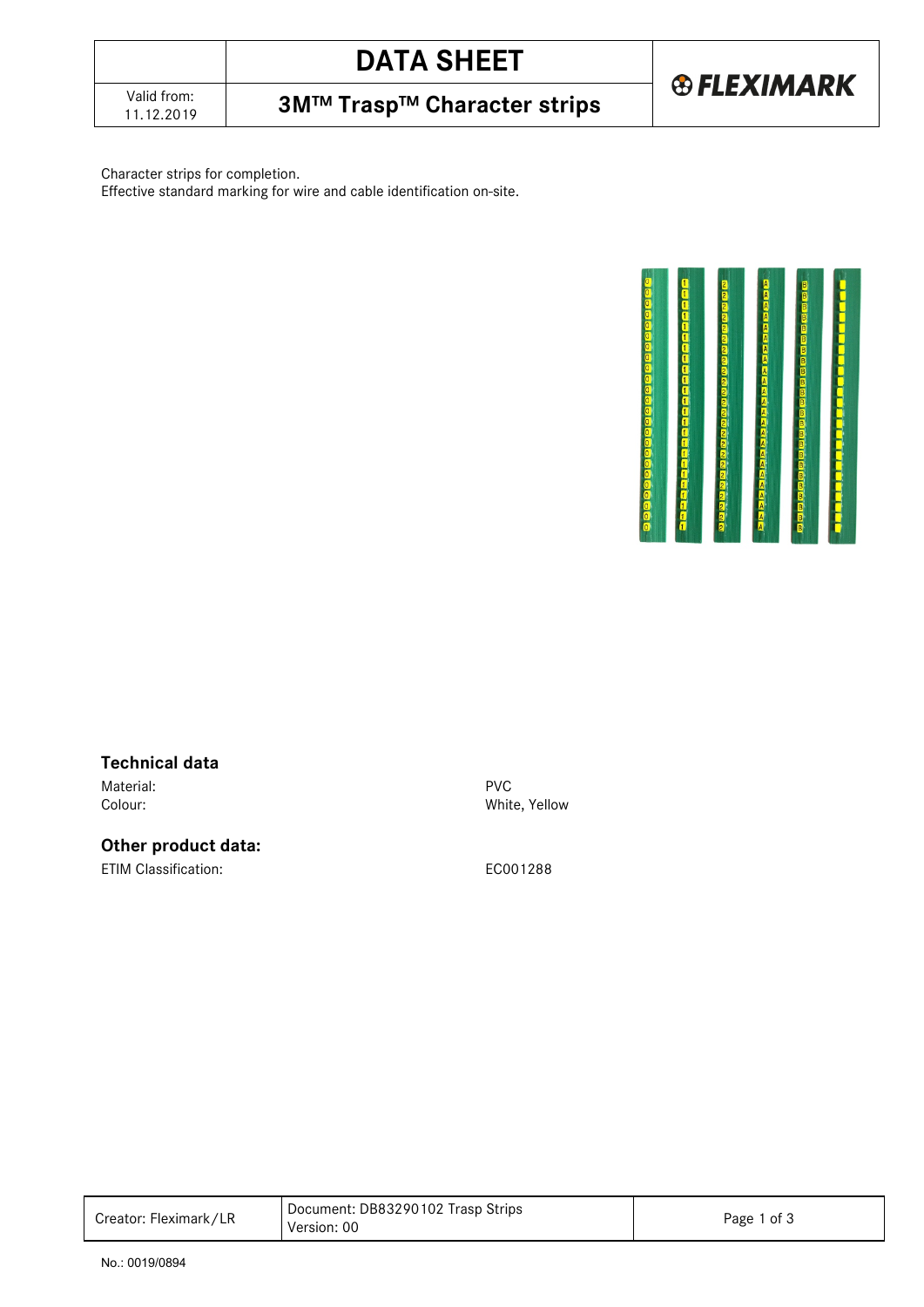# DATA SHEET

Valid from: 11.12.2019

## 3M™ Trasp™ Character strips

FLEXIMARK

Character strips for completion.
Effective standard marking for wire and cable identification on-site.

## Technical data

| | |
|---|---|
| Material: | PVC |
| Colour: | White, Yellow |

## Other product data:

| | |
|---|---|
| ETIM Classification: | EC001288 |

| Creator: Fleximark/LR | Document: DB83290102 Trasp Strips<br>Version: 00 |
|---|---|

No.: 0019/0894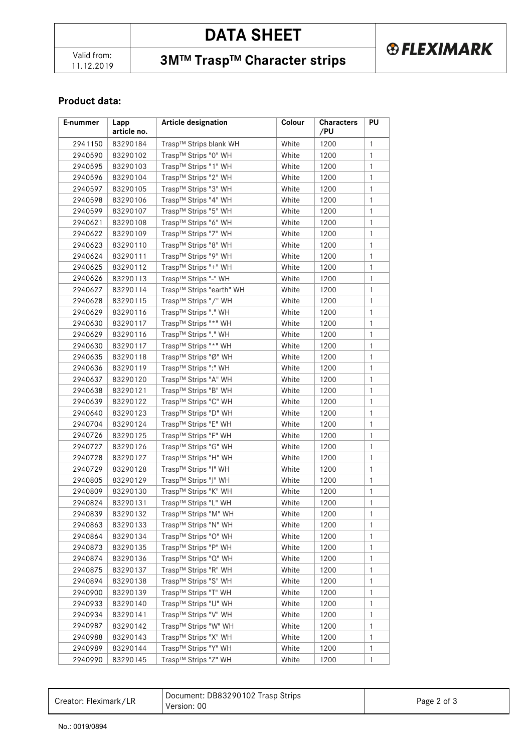## Product data:

| E-nummer | Lapp article no. | Article designation | Colour | Characters /PU | PU |
|---|---|---|---|---|---|
| 2941150 | 83290184 | Trasp™ Strips blank WH | White | 1200 | 1 |
| 2940590 | 83290102 | Trasp™ Strips "0" WH | White | 1200 | 1 |
| 2940595 | 83290103 | Trasp™ Strips "1" WH | White | 1200 | 1 |
| 2940596 | 83290104 | Trasp™ Strips "2" WH | White | 1200 | 1 |
| 2940597 | 83290105 | Trasp™ Strips "3" WH | White | 1200 | 1 |
| 2940598 | 83290106 | Trasp™ Strips "4" WH | White | 1200 | 1 |
| 2940599 | 83290107 | Trasp™ Strips "5" WH | White | 1200 | 1 |
| 2940621 | 83290108 | Trasp™ Strips "6" WH | White | 1200 | 1 |
| 2940622 | 83290109 | Trasp™ Strips "7" WH | White | 1200 | 1 |
| 2940623 | 83290110 | Trasp™ Strips "8" WH | White | 1200 | 1 |
| 2940624 | 83290111 | Trasp™ Strips "9" WH | White | 1200 | 1 |
| 2940625 | 83290112 | Trasp™ Strips "+" WH | White | 1200 | 1 |
| 2940626 | 83290113 | Trasp™ Strips "-" WH | White | 1200 | 1 |
| 2940627 | 83290114 | Trasp™ Strips "earth" WH | White | 1200 | 1 |
| 2940628 | 83290115 | Trasp™ Strips "/" WH | White | 1200 | 1 |
| 2940629 | 83290116 | Trasp™ Strips "." WH | White | 1200 | 1 |
| 2940630 | 83290117 | Trasp™ Strips "*" WH | White | 1200 | 1 |
| 2940629 | 83290116 | Trasp™ Strips "." WH | White | 1200 | 1 |
| 2940630 | 83290117 | Trasp™ Strips "*" WH | White | 1200 | 1 |
| 2940635 | 83290118 | Trasp™ Strips "Ø" WH | White | 1200 | 1 |
| 2940636 | 83290119 | Trasp™ Strips ":" WH | White | 1200 | 1 |
| 2940637 | 83290120 | Trasp™ Strips "A" WH | White | 1200 | 1 |
| 2940638 | 83290121 | Trasp™ Strips "B" WH | White | 1200 | 1 |
| 2940639 | 83290122 | Trasp™ Strips "C" WH | White | 1200 | 1 |
| 2940640 | 83290123 | Trasp™ Strips "D" WH | White | 1200 | 1 |
| 2940704 | 83290124 | Trasp™ Strips "E" WH | White | 1200 | 1 |
| 2940726 | 83290125 | Trasp™ Strips "F" WH | White | 1200 | 1 |
| 2940727 | 83290126 | Trasp™ Strips "G" WH | White | 1200 | 1 |
| 2940728 | 83290127 | Trasp™ Strips "H" WH | White | 1200 | 1 |
| 2940729 | 83290128 | Trasp™ Strips "I" WH | White | 1200 | 1 |
| 2940805 | 83290129 | Trasp™ Strips "J" WH | White | 1200 | 1 |
| 2940809 | 83290130 | Trasp™ Strips "K" WH | White | 1200 | 1 |
| 2940824 | 83290131 | Trasp™ Strips "L" WH | White | 1200 | 1 |
| 2940839 | 83290132 | Trasp™ Strips "M" WH | White | 1200 | 1 |
| 2940863 | 83290133 | Trasp™ Strips "N" WH | White | 1200 | 1 |
| 2940864 | 83290134 | Trasp™ Strips "O" WH | White | 1200 | 1 |
| 2940873 | 83290135 | Trasp™ Strips "P" WH | White | 1200 | 1 |
| 2940874 | 83290136 | Trasp™ Strips "Q" WH | White | 1200 | 1 |
| 2940875 | 83290137 | Trasp™ Strips "R" WH | White | 1200 | 1 |
| 2940894 | 83290138 | Trasp™ Strips "S" WH | White | 1200 | 1 |
| 2940900 | 83290139 | Trasp™ Strips "T" WH | White | 1200 | 1 |
| 2940933 | 83290140 | Trasp™ Strips "U" WH | White | 1200 | 1 |
| 2940934 | 83290141 | Trasp™ Strips "V" WH | White | 1200 | 1 |
| 2940987 | 83290142 | Trasp™ Strips "W" WH | White | 1200 | 1 |
| 2940988 | 83290143 | Trasp™ Strips "X" WH | White | 1200 | 1 |
| 2940989 | 83290144 | Trasp™ Strips "Y" WH | White | 1200 | 1 |
| 2940990 | 83290145 | Trasp™ Strips "Z" WH | White | 1200 | 1 |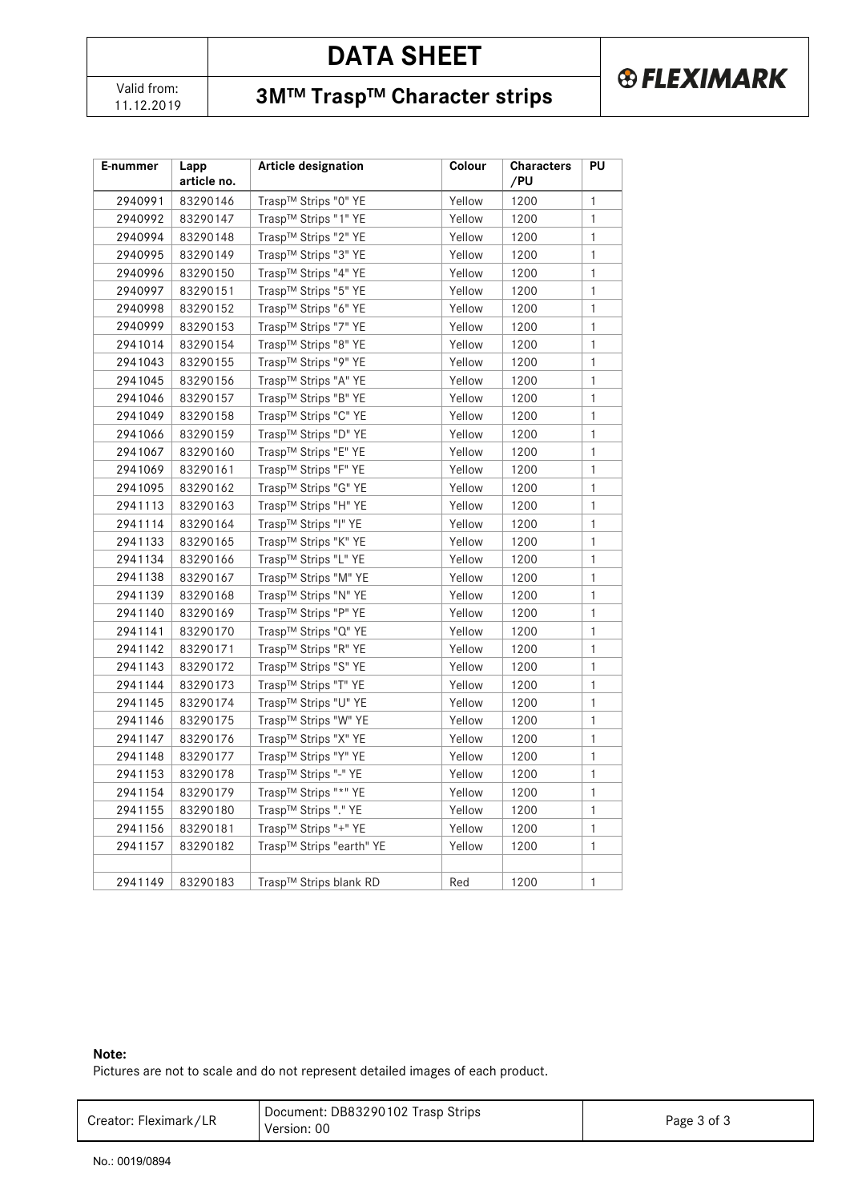| E-nummer | Lapp article no. | Article designation | Colour | Characters /PU | PU |
|---|---|---|---|---|---|
| 2940991 | 83290146 | Trasp™ Strips "0" YE | Yellow | 1200 | 1 |
| 2940992 | 83290147 | Trasp™ Strips "1" YE | Yellow | 1200 | 1 |
| 2940994 | 83290148 | Trasp™ Strips "2" YE | Yellow | 1200 | 1 |
| 2940995 | 83290149 | Trasp™ Strips "3" YE | Yellow | 1200 | 1 |
| 2940996 | 83290150 | Trasp™ Strips "4" YE | Yellow | 1200 | 1 |
| 2940997 | 83290151 | Trasp™ Strips "5" YE | Yellow | 1200 | 1 |
| 2940998 | 83290152 | Trasp™ Strips "6" YE | Yellow | 1200 | 1 |
| 2940999 | 83290153 | Trasp™ Strips "7" YE | Yellow | 1200 | 1 |
| 2941014 | 83290154 | Trasp™ Strips "8" YE | Yellow | 1200 | 1 |
| 2941043 | 83290155 | Trasp™ Strips "9" YE | Yellow | 1200 | 1 |
| 2941045 | 83290156 | Trasp™ Strips "A" YE | Yellow | 1200 | 1 |
| 2941046 | 83290157 | Trasp™ Strips "B" YE | Yellow | 1200 | 1 |
| 2941049 | 83290158 | Trasp™ Strips "C" YE | Yellow | 1200 | 1 |
| 2941066 | 83290159 | Trasp™ Strips "D" YE | Yellow | 1200 | 1 |
| 2941067 | 83290160 | Trasp™ Strips "E" YE | Yellow | 1200 | 1 |
| 2941069 | 83290161 | Trasp™ Strips "F" YE | Yellow | 1200 | 1 |
| 2941095 | 83290162 | Trasp™ Strips "G" YE | Yellow | 1200 | 1 |
| 2941113 | 83290163 | Trasp™ Strips "H" YE | Yellow | 1200 | 1 |
| 2941114 | 83290164 | Trasp™ Strips "I" YE | Yellow | 1200 | 1 |
| 2941133 | 83290165 | Trasp™ Strips "K" YE | Yellow | 1200 | 1 |
| 2941134 | 83290166 | Trasp™ Strips "L" YE | Yellow | 1200 | 1 |
| 2941138 | 83290167 | Trasp™ Strips "M" YE | Yellow | 1200 | 1 |
| 2941139 | 83290168 | Trasp™ Strips "N" YE | Yellow | 1200 | 1 |
| 2941140 | 83290169 | Trasp™ Strips "P" YE | Yellow | 1200 | 1 |
| 2941141 | 83290170 | Trasp™ Strips "Q" YE | Yellow | 1200 | 1 |
| 2941142 | 83290171 | Trasp™ Strips "R" YE | Yellow | 1200 | 1 |
| 2941143 | 83290172 | Trasp™ Strips "S" YE | Yellow | 1200 | 1 |
| 2941144 | 83290173 | Trasp™ Strips "T" YE | Yellow | 1200 | 1 |
| 2941145 | 83290174 | Trasp™ Strips "U" YE | Yellow | 1200 | 1 |
| 2941146 | 83290175 | Trasp™ Strips "W" YE | Yellow | 1200 | 1 |
| 2941147 | 83290176 | Trasp™ Strips "X" YE | Yellow | 1200 | 1 |
| 2941148 | 83290177 | Trasp™ Strips "Y" YE | Yellow | 1200 | 1 |
| 2941153 | 83290178 | Trasp™ Strips "-" YE | Yellow | 1200 | 1 |
| 2941154 | 83290179 | Trasp™ Strips "*" YE | Yellow | 1200 | 1 |
| 2941155 | 83290180 | Trasp™ Strips "." YE | Yellow | 1200 | 1 |
| 2941156 | 83290181 | Trasp™ Strips "+" YE | Yellow | 1200 | 1 |
| 2941157 | 83290182 | Trasp™ Strips "earth" YE | Yellow | 1200 | 1 |
| | | | | | |
| 2941149 | 83290183 | Trasp™ Strips blank RD | Red | 1200 | 1 |

**Note:**
Pictures are not to scale and do not represent detailed images of each product.